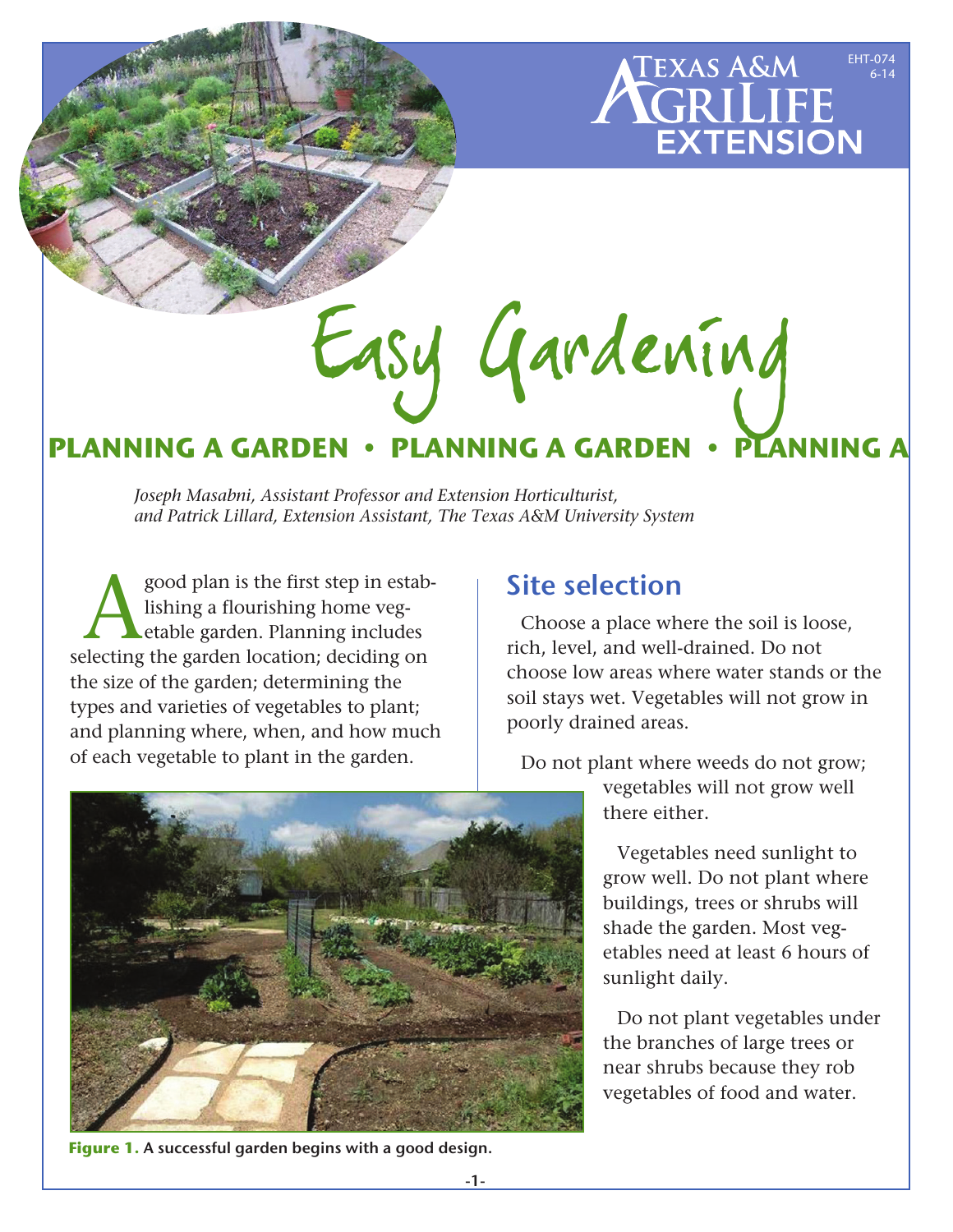# Easy Gardening

## PLANNING A GARDEN • PLANNING A GARDEN • PLANNING A

*Joseph Masabni, Assistant Professor and Extension Horticulturist, and Patrick Lillard, Extension Assistant, The Texas A&M University System*

A good plan is the first step in establishing a flourishing home vegetable garden. Planning includes selecting the garden location; deciding on the size of the garden; determining the types and varieties of vegetables to plant; and planning where, when, and how much of each vegetable to plant in the garden.

**Figure 1.** A successful garden begins with a good design.

## Site selection

Choose a place where the soil is loose, rich, level, and well-drained. Do not choose low areas where water stands or the soil stays wet. Vegetables will not grow in poorly drained areas.

Do not plant where weeds do not grow; vegetables will not grow well there either.

Vegetables need sunlight to grow well. Do not plant where buildings, trees or shrubs will shade the garden. Most vegetables need at least 6 hours of sunlight daily.

Do not plant vegetables under the branches of large trees or near shrubs because they rob vegetables of food and water.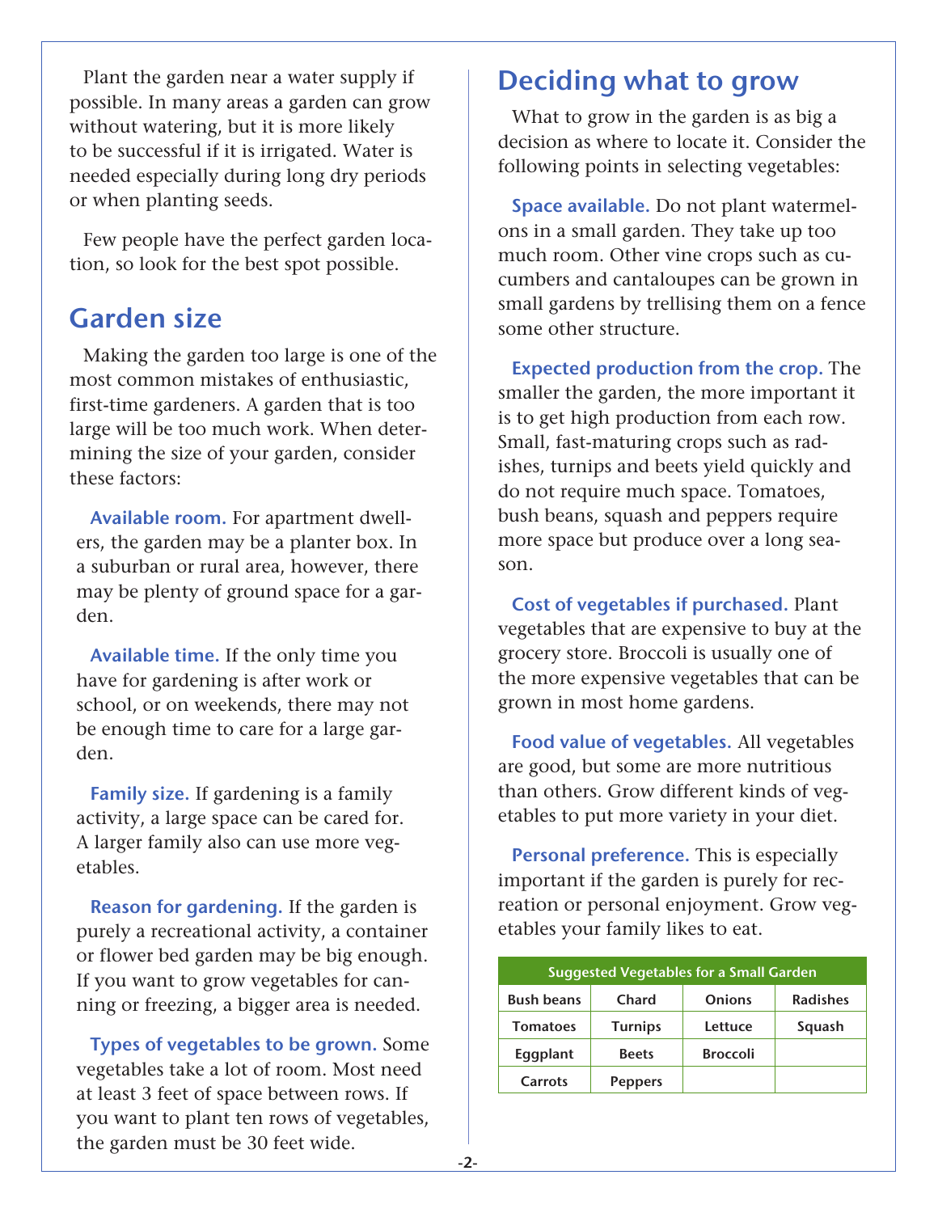Plant the garden near a water supply if possible. In many areas a garden can grow without watering, but it is more likely to be successful if it is irrigated. Water is needed especially during long dry periods or when planting seeds.

Few people have the perfect garden location, so look for the best spot possible.

## Garden size

Making the garden too large is one of the most common mistakes of enthusiastic, first-time gardeners. A garden that is too large will be too much work. When determining the size of your garden, consider these factors:

**Available room.** For apartment dwellers, the garden may be a planter box. In a suburban or rural area, however, there may be plenty of ground space for a garden.

**Available time.** If the only time you have for gardening is after work or school, or on weekends, there may not be enough time to care for a large garden.

**Family size.** If gardening is a family activity, a large space can be cared for. A larger family also can use more vegetables.

**Reason for gardening.** If the garden is purely a recreational activity, a container or flower bed garden may be big enough. If you want to grow vegetables for canning or freezing, a bigger area is needed.

**Types of vegetables to be grown.** Some vegetables take a lot of room. Most need at least 3 feet of space between rows. If you want to plant ten rows of vegetables, the garden must be 30 feet wide.

## Deciding what to grow

What to grow in the garden is as big a decision as where to locate it. Consider the following points in selecting vegetables:

**Space available.** Do not plant watermelons in a small garden. They take up too much room. Other vine crops such as cucumbers and cantaloupes can be grown in small gardens by trellising them on a fence some other structure.

**Expected production from the crop.** The smaller the garden, the more important it is to get high production from each row. Small, fast-maturing crops such as radishes, turnips and beets yield quickly and do not require much space. Tomatoes, bush beans, squash and peppers require more space but produce over a long season.

**Cost of vegetables if purchased.** Plant vegetables that are expensive to buy at the grocery store. Broccoli is usually one of the more expensive vegetables that can be grown in most home gardens.

**Food value of vegetables.** All vegetables are good, but some are more nutritious than others. Grow different kinds of vegetables to put more variety in your diet.

**Personal preference.** This is especially important if the garden is purely for recreation or personal enjoyment. Grow vegetables your family likes to eat.

| Suggested Vegetables for a Small Garden | | | |
|---|---|---|---|
| Bush beans | Chard | Onions | Radishes |
| Tomatoes | Turnips | Lettuce | Squash |
| Eggplant | Beets | Broccoli | |
| Carrots | Peppers | | |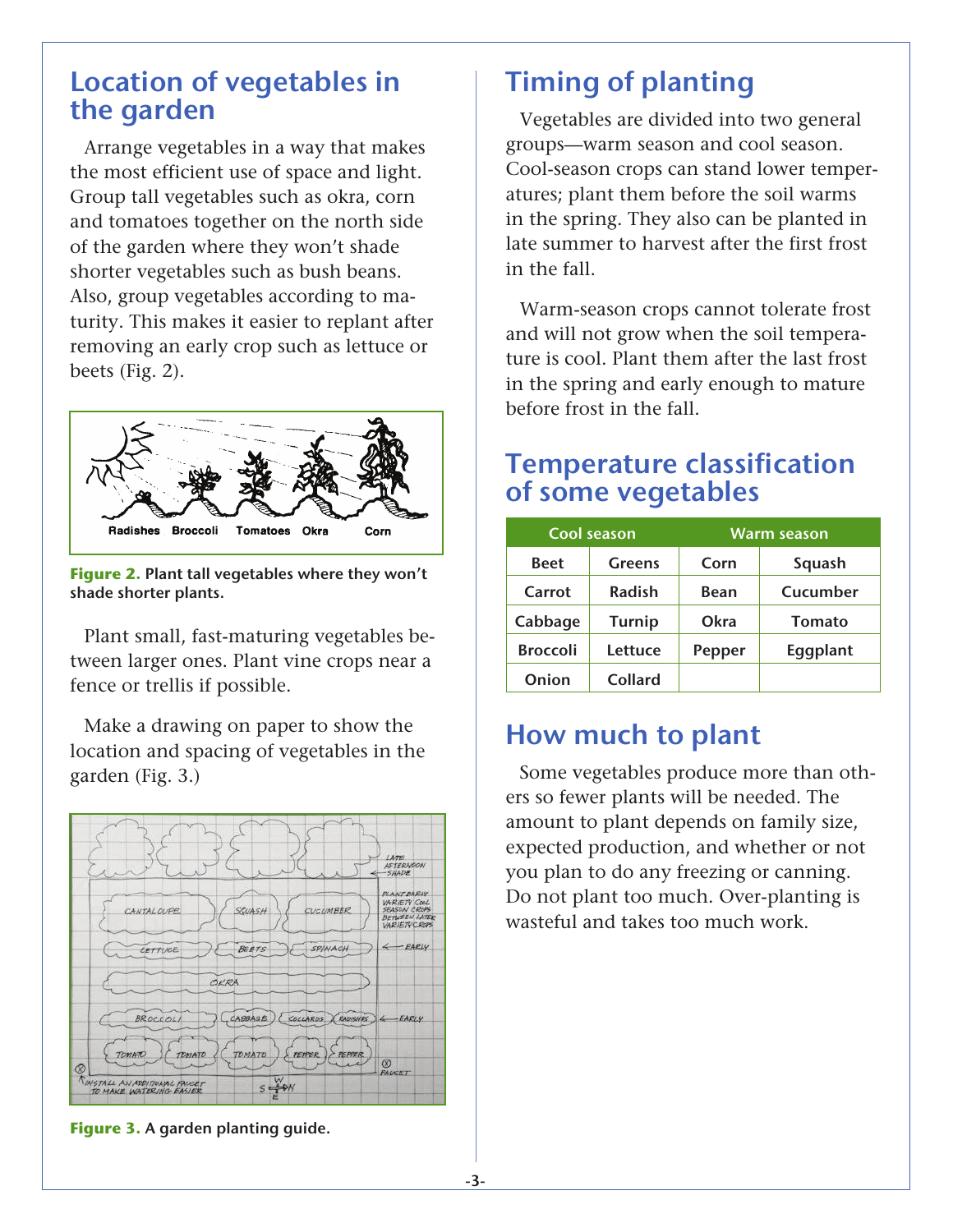## Location of vegetables in the garden

Arrange vegetables in a way that makes the most efficient use of space and light. Group tall vegetables such as okra, corn and tomatoes together on the north side of the garden where they won't shade shorter vegetables such as bush beans. Also, group vegetables according to maturity. This makes it easier to replant after removing an early crop such as lettuce or beets (Fig. 2).

**Figure 2.** Plant tall vegetables where they won't shade shorter plants.

Plant small, fast-maturing vegetables between larger ones. Plant vine crops near a fence or trellis if possible.

Make a drawing on paper to show the location and spacing of vegetables in the garden (Fig. 3.)

**Figure 3.** A garden planting guide.

## Timing of planting

Vegetables are divided into two general groups—warm season and cool season. Cool-season crops can stand lower temperatures; plant them before the soil warms in the spring. They also can be planted in late summer to harvest after the first frost in the fall.

Warm-season crops cannot tolerate frost and will not grow when the soil temperature is cool. Plant them after the last frost in the spring and early enough to mature before frost in the fall.

## Temperature classification of some vegetables

| Cool season | | Warm season | |
|---|---|---|---|
| Beet | Greens | Corn | Squash |
| Carrot | Radish | Bean | Cucumber |
| Cabbage | Turnip | Okra | Tomato |
| Broccoli | Lettuce | Pepper | Eggplant |
| Onion | Collard | | |

## How much to plant

Some vegetables produce more than others so fewer plants will be needed. The amount to plant depends on family size, expected production, and whether or not you plan to do any freezing or canning. Do not plant too much. Over-planting is wasteful and takes too much work.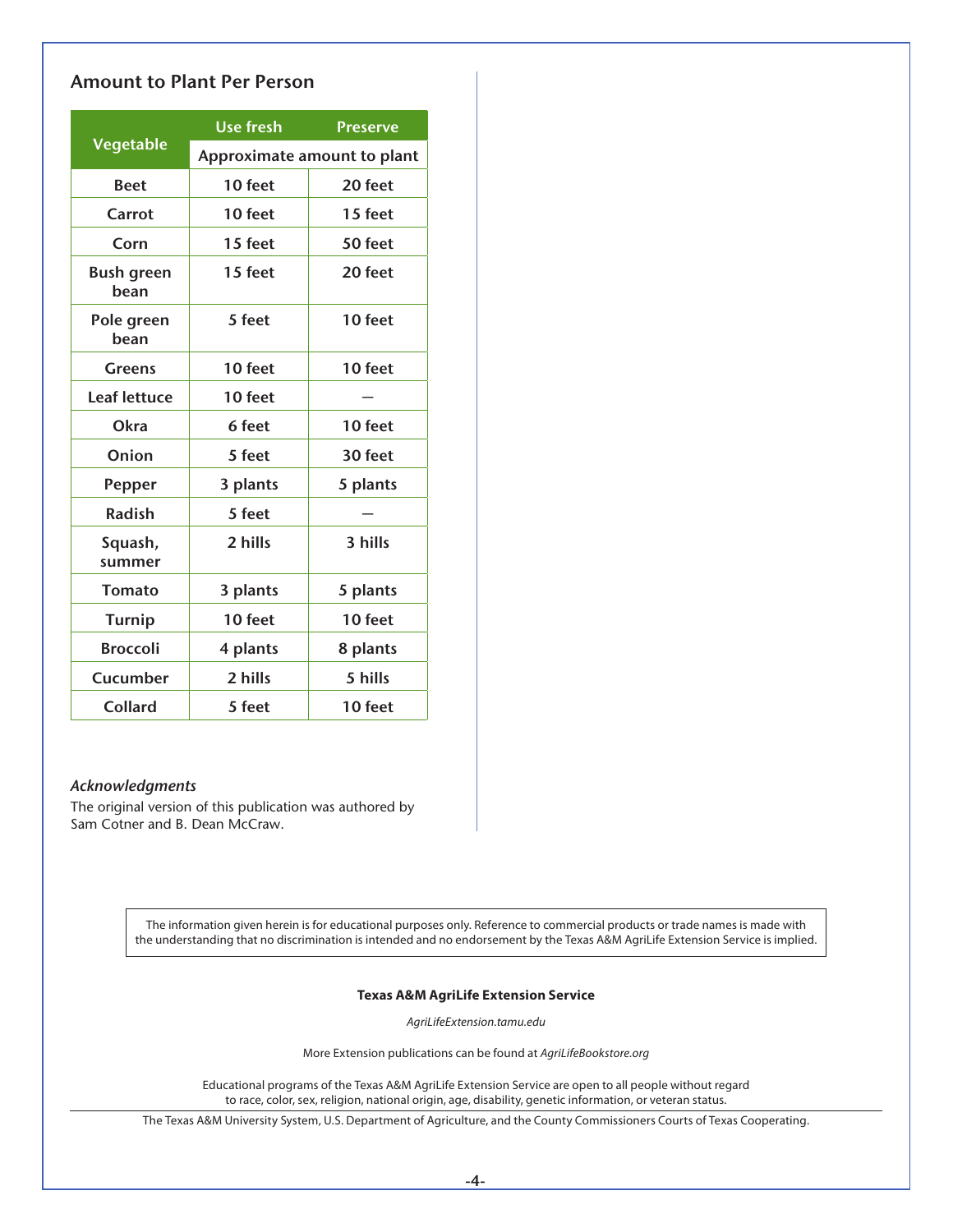## Amount to Plant Per Person

| Vegetable | Use fresh | Preserve |
|---|---|---|
| | Approximate amount to plant | |
| Beet | 10 feet | 20 feet |
| Carrot | 10 feet | 15 feet |
| Corn | 15 feet | 50 feet |
| Bush green bean | 15 feet | 20 feet |
| Pole green bean | 5 feet | 10 feet |
| Greens | 10 feet | 10 feet |
| Leaf lettuce | 10 feet | — |
| Okra | 6 feet | 10 feet |
| Onion | 5 feet | 30 feet |
| Pepper | 3 plants | 5 plants |
| Radish | 5 feet | — |
| Squash, summer | 2 hills | 3 hills |
| Tomato | 3 plants | 5 plants |
| Turnip | 10 feet | 10 feet |
| Broccoli | 4 plants | 8 plants |
| Cucumber | 2 hills | 5 hills |
| Collard | 5 feet | 10 feet |

*Acknowledgments*

The original version of this publication was authored by Sam Cotner and B. Dean McCraw.

The information given herein is for educational purposes only. Reference to commercial products or trade names is made with the understanding that no discrimination is intended and no endorsement by the Texas A&M AgriLife Extension Service is implied.

**Texas A&M AgriLife Extension Service**

*AgriLifeExtension.tamu.edu*

More Extension publications can be found at *AgriLifeBookstore.org*

Educational programs of the Texas A&M AgriLife Extension Service are open to all people without regard to race, color, sex, religion, national origin, age, disability, genetic information, or veteran status.

The Texas A&M University System, U.S. Department of Agriculture, and the County Commissioners Courts of Texas Cooperating.